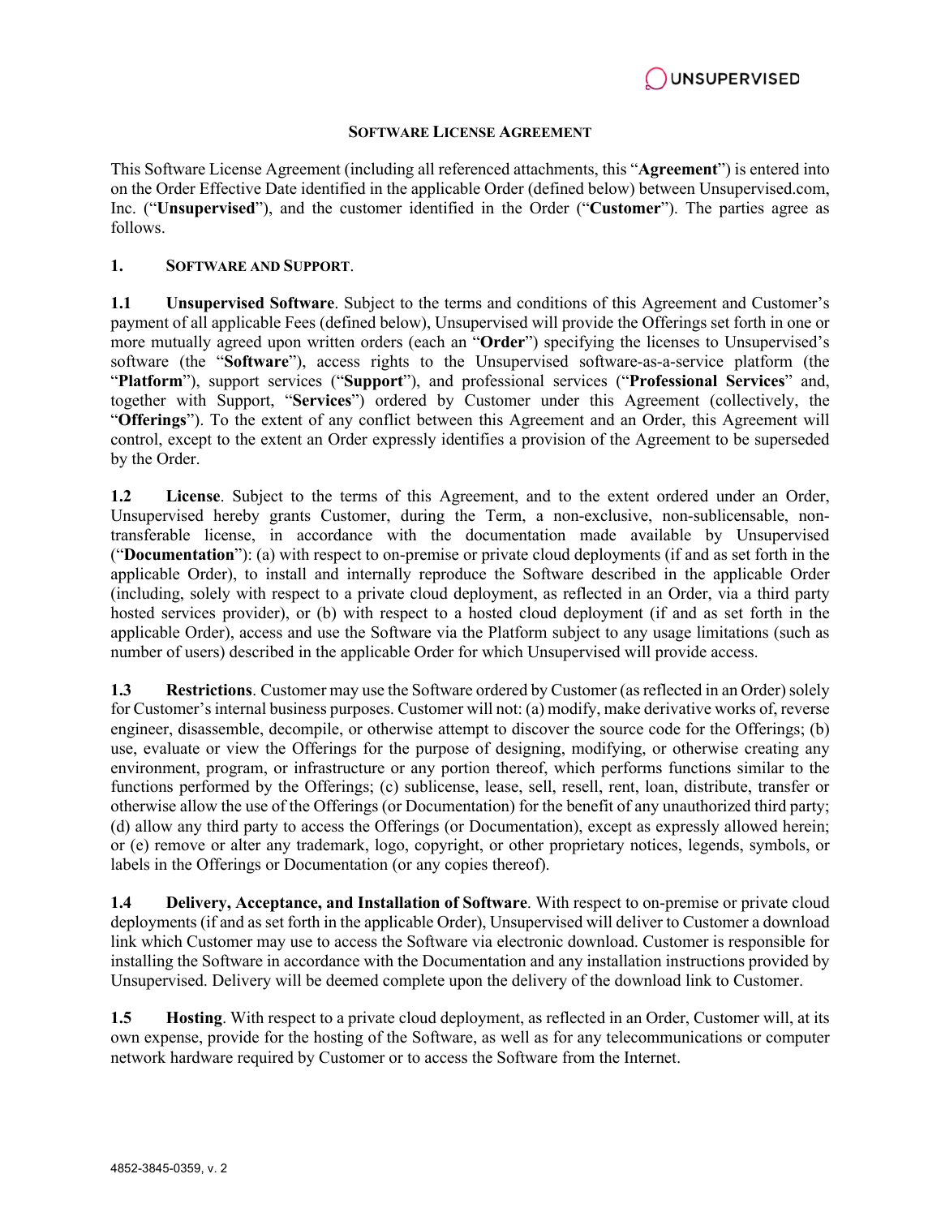# SOFTWARE LICENSE AGREEMENT

This Software License Agreement (including all referenced attachments, this "**Agreement**") is entered into on the Order Effective Date identified in the applicable Order (defined below) between Unsupervised.com, Inc. ("**Unsupervised**"), and the customer identified in the Order ("**Customer**"). The parties agree as follows.

## 1. SOFTWARE AND SUPPORT.

**1.1 Unsupervised Software**. Subject to the terms and conditions of this Agreement and Customer's payment of all applicable Fees (defined below), Unsupervised will provide the Offerings set forth in one or more mutually agreed upon written orders (each an "**Order**") specifying the licenses to Unsupervised's software (the "**Software**"), access rights to the Unsupervised software-as-a-service platform (the "**Platform**"), support services ("**Support**"), and professional services ("**Professional Services**" and, together with Support, "**Services**") ordered by Customer under this Agreement (collectively, the "**Offerings**"). To the extent of any conflict between this Agreement and an Order, this Agreement will control, except to the extent an Order expressly identifies a provision of the Agreement to be superseded by the Order.

**1.2 License**. Subject to the terms of this Agreement, and to the extent ordered under an Order, Unsupervised hereby grants Customer, during the Term, a non-exclusive, non-sublicensable, non-transferable license, in accordance with the documentation made available by Unsupervised ("**Documentation**"): (a) with respect to on-premise or private cloud deployments (if and as set forth in the applicable Order), to install and internally reproduce the Software described in the applicable Order (including, solely with respect to a private cloud deployment, as reflected in an Order, via a third party hosted services provider), or (b) with respect to a hosted cloud deployment (if and as set forth in the applicable Order), access and use the Software via the Platform subject to any usage limitations (such as number of users) described in the applicable Order for which Unsupervised will provide access.

**1.3 Restrictions**. Customer may use the Software ordered by Customer (as reflected in an Order) solely for Customer's internal business purposes. Customer will not: (a) modify, make derivative works of, reverse engineer, disassemble, decompile, or otherwise attempt to discover the source code for the Offerings; (b) use, evaluate or view the Offerings for the purpose of designing, modifying, or otherwise creating any environment, program, or infrastructure or any portion thereof, which performs functions similar to the functions performed by the Offerings; (c) sublicense, lease, sell, resell, rent, loan, distribute, transfer or otherwise allow the use of the Offerings (or Documentation) for the benefit of any unauthorized third party; (d) allow any third party to access the Offerings (or Documentation), except as expressly allowed herein; or (e) remove or alter any trademark, logo, copyright, or other proprietary notices, legends, symbols, or labels in the Offerings or Documentation (or any copies thereof).

**1.4 Delivery, Acceptance, and Installation of Software**. With respect to on-premise or private cloud deployments (if and as set forth in the applicable Order), Unsupervised will deliver to Customer a download link which Customer may use to access the Software via electronic download. Customer is responsible for installing the Software in accordance with the Documentation and any installation instructions provided by Unsupervised. Delivery will be deemed complete upon the delivery of the download link to Customer.

**1.5 Hosting**. With respect to a private cloud deployment, as reflected in an Order, Customer will, at its own expense, provide for the hosting of the Software, as well as for any telecommunications or computer network hardware required by Customer or to access the Software from the Internet.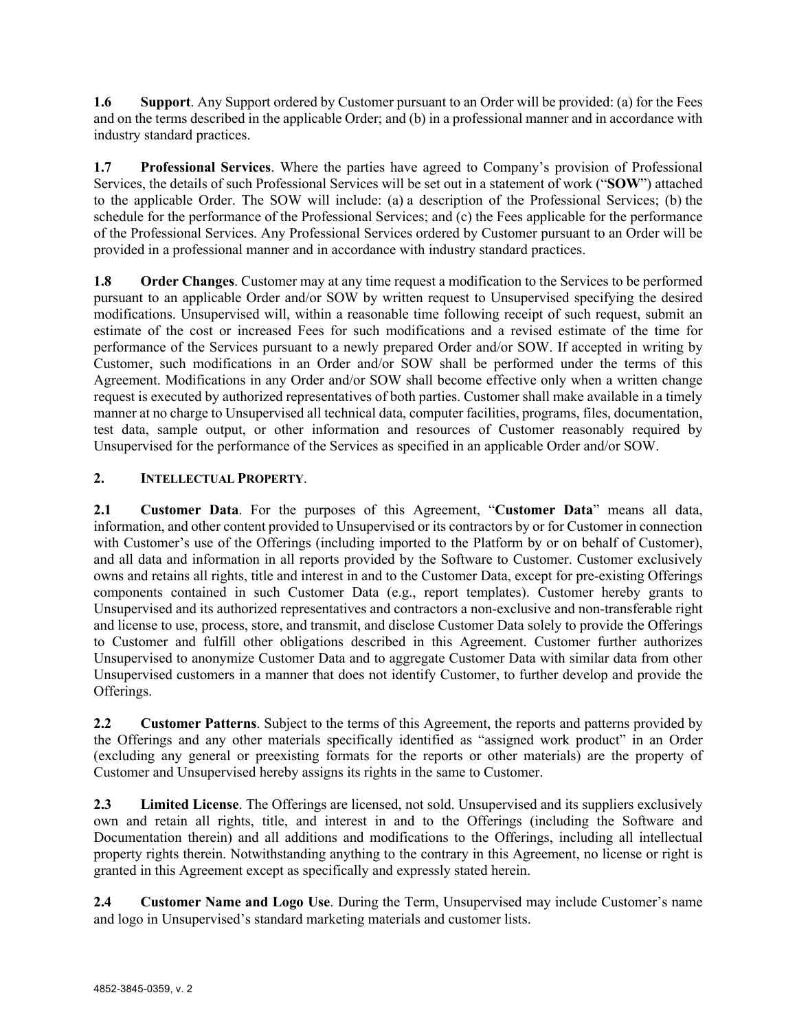**1.6 Support**. Any Support ordered by Customer pursuant to an Order will be provided: (a) for the Fees and on the terms described in the applicable Order; and (b) in a professional manner and in accordance with industry standard practices.

**1.7 Professional Services**. Where the parties have agreed to Company's provision of Professional Services, the details of such Professional Services will be set out in a statement of work ("**SOW**") attached to the applicable Order. The SOW will include: (a) a description of the Professional Services; (b) the schedule for the performance of the Professional Services; and (c) the Fees applicable for the performance of the Professional Services. Any Professional Services ordered by Customer pursuant to an Order will be provided in a professional manner and in accordance with industry standard practices.

**1.8 Order Changes**. Customer may at any time request a modification to the Services to be performed pursuant to an applicable Order and/or SOW by written request to Unsupervised specifying the desired modifications. Unsupervised will, within a reasonable time following receipt of such request, submit an estimate of the cost or increased Fees for such modifications and a revised estimate of the time for performance of the Services pursuant to a newly prepared Order and/or SOW. If accepted in writing by Customer, such modifications in an Order and/or SOW shall be performed under the terms of this Agreement. Modifications in any Order and/or SOW shall become effective only when a written change request is executed by authorized representatives of both parties. Customer shall make available in a timely manner at no charge to Unsupervised all technical data, computer facilities, programs, files, documentation, test data, sample output, or other information and resources of Customer reasonably required by Unsupervised for the performance of the Services as specified in an applicable Order and/or SOW.

## 2. INTELLECTUAL PROPERTY.

**2.1 Customer Data**. For the purposes of this Agreement, "**Customer Data**" means all data, information, and other content provided to Unsupervised or its contractors by or for Customer in connection with Customer's use of the Offerings (including imported to the Platform by or on behalf of Customer), and all data and information in all reports provided by the Software to Customer. Customer exclusively owns and retains all rights, title and interest in and to the Customer Data, except for pre-existing Offerings components contained in such Customer Data (e.g., report templates). Customer hereby grants to Unsupervised and its authorized representatives and contractors a non-exclusive and non-transferable right and license to use, process, store, and transmit, and disclose Customer Data solely to provide the Offerings to Customer and fulfill other obligations described in this Agreement. Customer further authorizes Unsupervised to anonymize Customer Data and to aggregate Customer Data with similar data from other Unsupervised customers in a manner that does not identify Customer, to further develop and provide the Offerings.

**2.2 Customer Patterns**. Subject to the terms of this Agreement, the reports and patterns provided by the Offerings and any other materials specifically identified as "assigned work product" in an Order (excluding any general or preexisting formats for the reports or other materials) are the property of Customer and Unsupervised hereby assigns its rights in the same to Customer.

**2.3 Limited License**. The Offerings are licensed, not sold. Unsupervised and its suppliers exclusively own and retain all rights, title, and interest in and to the Offerings (including the Software and Documentation therein) and all additions and modifications to the Offerings, including all intellectual property rights therein. Notwithstanding anything to the contrary in this Agreement, no license or right is granted in this Agreement except as specifically and expressly stated herein.

**2.4 Customer Name and Logo Use**. During the Term, Unsupervised may include Customer's name and logo in Unsupervised's standard marketing materials and customer lists.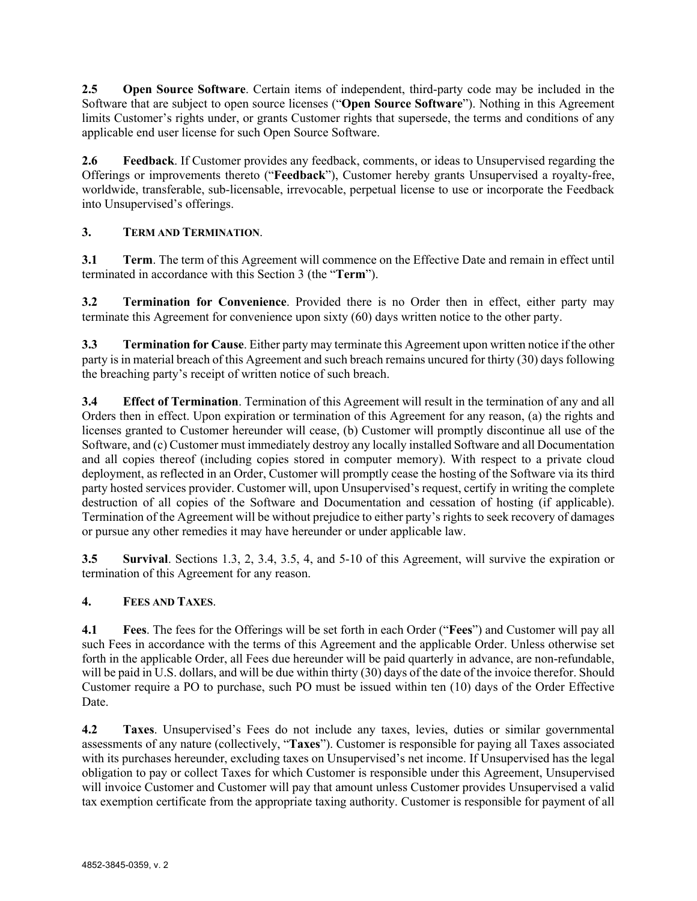**2.5 Open Source Software**. Certain items of independent, third-party code may be included in the Software that are subject to open source licenses ("**Open Source Software**"). Nothing in this Agreement limits Customer's rights under, or grants Customer rights that supersede, the terms and conditions of any applicable end user license for such Open Source Software.

**2.6 Feedback**. If Customer provides any feedback, comments, or ideas to Unsupervised regarding the Offerings or improvements thereto ("**Feedback**"), Customer hereby grants Unsupervised a royalty-free, worldwide, transferable, sub-licensable, irrevocable, perpetual license to use or incorporate the Feedback into Unsupervised's offerings.

**3. TERM AND TERMINATION**.

**3.1 Term**. The term of this Agreement will commence on the Effective Date and remain in effect until terminated in accordance with this Section 3 (the "**Term**").

**3.2 Termination for Convenience**. Provided there is no Order then in effect, either party may terminate this Agreement for convenience upon sixty (60) days written notice to the other party.

**3.3 Termination for Cause**. Either party may terminate this Agreement upon written notice if the other party is in material breach of this Agreement and such breach remains uncured for thirty (30) days following the breaching party's receipt of written notice of such breach.

**3.4 Effect of Termination**. Termination of this Agreement will result in the termination of any and all Orders then in effect. Upon expiration or termination of this Agreement for any reason, (a) the rights and licenses granted to Customer hereunder will cease, (b) Customer will promptly discontinue all use of the Software, and (c) Customer must immediately destroy any locally installed Software and all Documentation and all copies thereof (including copies stored in computer memory). With respect to a private cloud deployment, as reflected in an Order, Customer will promptly cease the hosting of the Software via its third party hosted services provider. Customer will, upon Unsupervised's request, certify in writing the complete destruction of all copies of the Software and Documentation and cessation of hosting (if applicable). Termination of the Agreement will be without prejudice to either party's rights to seek recovery of damages or pursue any other remedies it may have hereunder or under applicable law.

**3.5 Survival**. Sections 1.3, 2, 3.4, 3.5, 4, and 5-10 of this Agreement, will survive the expiration or termination of this Agreement for any reason.

**4. FEES AND TAXES**.

**4.1 Fees**. The fees for the Offerings will be set forth in each Order ("**Fees**") and Customer will pay all such Fees in accordance with the terms of this Agreement and the applicable Order. Unless otherwise set forth in the applicable Order, all Fees due hereunder will be paid quarterly in advance, are non-refundable, will be paid in U.S. dollars, and will be due within thirty (30) days of the date of the invoice therefor. Should Customer require a PO to purchase, such PO must be issued within ten (10) days of the Order Effective Date.

**4.2 Taxes**. Unsupervised's Fees do not include any taxes, levies, duties or similar governmental assessments of any nature (collectively, "**Taxes**"). Customer is responsible for paying all Taxes associated with its purchases hereunder, excluding taxes on Unsupervised's net income. If Unsupervised has the legal obligation to pay or collect Taxes for which Customer is responsible under this Agreement, Unsupervised will invoice Customer and Customer will pay that amount unless Customer provides Unsupervised a valid tax exemption certificate from the appropriate taxing authority. Customer is responsible for payment of all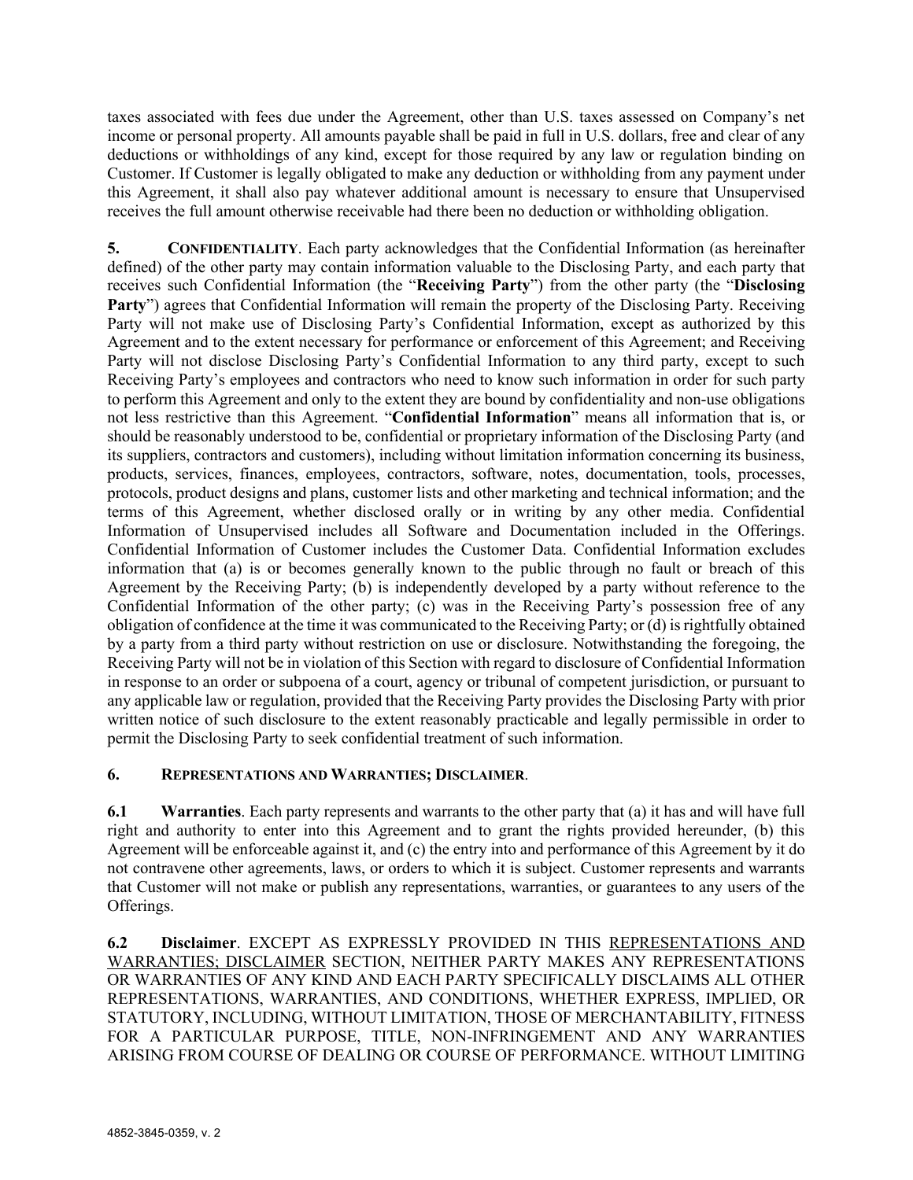taxes associated with fees due under the Agreement, other than U.S. taxes assessed on Company's net income or personal property. All amounts payable shall be paid in full in U.S. dollars, free and clear of any deductions or withholdings of any kind, except for those required by any law or regulation binding on Customer. If Customer is legally obligated to make any deduction or withholding from any payment under this Agreement, it shall also pay whatever additional amount is necessary to ensure that Unsupervised receives the full amount otherwise receivable had there been no deduction or withholding obligation.

**5. CONFIDENTIALITY**. Each party acknowledges that the Confidential Information (as hereinafter defined) of the other party may contain information valuable to the Disclosing Party, and each party that receives such Confidential Information (the "**Receiving Party**") from the other party (the "**Disclosing Party**") agrees that Confidential Information will remain the property of the Disclosing Party. Receiving Party will not make use of Disclosing Party's Confidential Information, except as authorized by this Agreement and to the extent necessary for performance or enforcement of this Agreement; and Receiving Party will not disclose Disclosing Party's Confidential Information to any third party, except to such Receiving Party's employees and contractors who need to know such information in order for such party to perform this Agreement and only to the extent they are bound by confidentiality and non-use obligations not less restrictive than this Agreement. "**Confidential Information**" means all information that is, or should be reasonably understood to be, confidential or proprietary information of the Disclosing Party (and its suppliers, contractors and customers), including without limitation information concerning its business, products, services, finances, employees, contractors, software, notes, documentation, tools, processes, protocols, product designs and plans, customer lists and other marketing and technical information; and the terms of this Agreement, whether disclosed orally or in writing by any other media. Confidential Information of Unsupervised includes all Software and Documentation included in the Offerings. Confidential Information of Customer includes the Customer Data. Confidential Information excludes information that (a) is or becomes generally known to the public through no fault or breach of this Agreement by the Receiving Party; (b) is independently developed by a party without reference to the Confidential Information of the other party; (c) was in the Receiving Party's possession free of any obligation of confidence at the time it was communicated to the Receiving Party; or (d) is rightfully obtained by a party from a third party without restriction on use or disclosure. Notwithstanding the foregoing, the Receiving Party will not be in violation of this Section with regard to disclosure of Confidential Information in response to an order or subpoena of a court, agency or tribunal of competent jurisdiction, or pursuant to any applicable law or regulation, provided that the Receiving Party provides the Disclosing Party with prior written notice of such disclosure to the extent reasonably practicable and legally permissible in order to permit the Disclosing Party to seek confidential treatment of such information.

**6. REPRESENTATIONS AND WARRANTIES; DISCLAIMER**.

**6.1 Warranties**. Each party represents and warrants to the other party that (a) it has and will have full right and authority to enter into this Agreement and to grant the rights provided hereunder, (b) this Agreement will be enforceable against it, and (c) the entry into and performance of this Agreement by it do not contravene other agreements, laws, or orders to which it is subject. Customer represents and warrants that Customer will not make or publish any representations, warranties, or guarantees to any users of the Offerings.

**6.2 Disclaimer**. EXCEPT AS EXPRESSLY PROVIDED IN THIS <u>REPRESENTATIONS AND WARRANTIES; DISCLAIMER</u> SECTION, NEITHER PARTY MAKES ANY REPRESENTATIONS OR WARRANTIES OF ANY KIND AND EACH PARTY SPECIFICALLY DISCLAIMS ALL OTHER REPRESENTATIONS, WARRANTIES, AND CONDITIONS, WHETHER EXPRESS, IMPLIED, OR STATUTORY, INCLUDING, WITHOUT LIMITATION, THOSE OF MERCHANTABILITY, FITNESS FOR A PARTICULAR PURPOSE, TITLE, NON-INFRINGEMENT AND ANY WARRANTIES ARISING FROM COURSE OF DEALING OR COURSE OF PERFORMANCE. WITHOUT LIMITING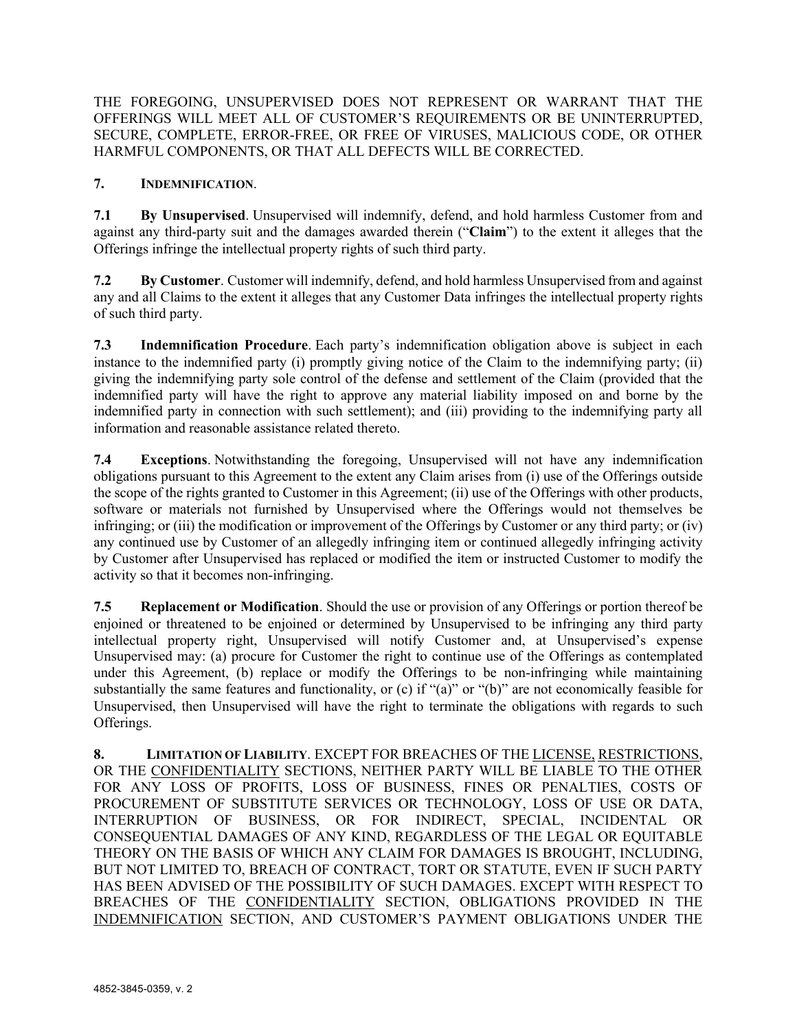THE FOREGOING, UNSUPERVISED DOES NOT REPRESENT OR WARRANT THAT THE OFFERINGS WILL MEET ALL OF CUSTOMER'S REQUIREMENTS OR BE UNINTERRUPTED, SECURE, COMPLETE, ERROR-FREE, OR FREE OF VIRUSES, MALICIOUS CODE, OR OTHER HARMFUL COMPONENTS, OR THAT ALL DEFECTS WILL BE CORRECTED.

**7. INDEMNIFICATION**.

**7.1 By Unsupervised**. Unsupervised will indemnify, defend, and hold harmless Customer from and against any third-party suit and the damages awarded therein ("**Claim**") to the extent it alleges that the Offerings infringe the intellectual property rights of such third party.

**7.2 By Customer**. Customer will indemnify, defend, and hold harmless Unsupervised from and against any and all Claims to the extent it alleges that any Customer Data infringes the intellectual property rights of such third party.

**7.3 Indemnification Procedure**. Each party's indemnification obligation above is subject in each instance to the indemnified party (i) promptly giving notice of the Claim to the indemnifying party; (ii) giving the indemnifying party sole control of the defense and settlement of the Claim (provided that the indemnified party will have the right to approve any material liability imposed on and borne by the indemnified party in connection with such settlement); and (iii) providing to the indemnifying party all information and reasonable assistance related thereto.

**7.4 Exceptions**. Notwithstanding the foregoing, Unsupervised will not have any indemnification obligations pursuant to this Agreement to the extent any Claim arises from (i) use of the Offerings outside the scope of the rights granted to Customer in this Agreement; (ii) use of the Offerings with other products, software or materials not furnished by Unsupervised where the Offerings would not themselves be infringing; or (iii) the modification or improvement of the Offerings by Customer or any third party; or (iv) any continued use by Customer of an allegedly infringing item or continued allegedly infringing activity by Customer after Unsupervised has replaced or modified the item or instructed Customer to modify the activity so that it becomes non-infringing.

**7.5 Replacement or Modification**. Should the use or provision of any Offerings or portion thereof be enjoined or threatened to be enjoined or determined by Unsupervised to be infringing any third party intellectual property right, Unsupervised will notify Customer and, at Unsupervised's expense Unsupervised may: (a) procure for Customer the right to continue use of the Offerings as contemplated under this Agreement, (b) replace or modify the Offerings to be non-infringing while maintaining substantially the same features and functionality, or (c) if "(a)" or "(b)" are not economically feasible for Unsupervised, then Unsupervised will have the right to terminate the obligations with regards to such Offerings.

**8. LIMITATION OF LIABILITY**. EXCEPT FOR BREACHES OF THE LICENSE, RESTRICTIONS, OR THE CONFIDENTIALITY SECTIONS, NEITHER PARTY WILL BE LIABLE TO THE OTHER FOR ANY LOSS OF PROFITS, LOSS OF BUSINESS, FINES OR PENALTIES, COSTS OF PROCUREMENT OF SUBSTITUTE SERVICES OR TECHNOLOGY, LOSS OF USE OR DATA, INTERRUPTION OF BUSINESS, OR FOR INDIRECT, SPECIAL, INCIDENTAL OR CONSEQUENTIAL DAMAGES OF ANY KIND, REGARDLESS OF THE LEGAL OR EQUITABLE THEORY ON THE BASIS OF WHICH ANY CLAIM FOR DAMAGES IS BROUGHT, INCLUDING, BUT NOT LIMITED TO, BREACH OF CONTRACT, TORT OR STATUTE, EVEN IF SUCH PARTY HAS BEEN ADVISED OF THE POSSIBILITY OF SUCH DAMAGES. EXCEPT WITH RESPECT TO BREACHES OF THE CONFIDENTIALITY SECTION, OBLIGATIONS PROVIDED IN THE INDEMNIFICATION SECTION, AND CUSTOMER'S PAYMENT OBLIGATIONS UNDER THE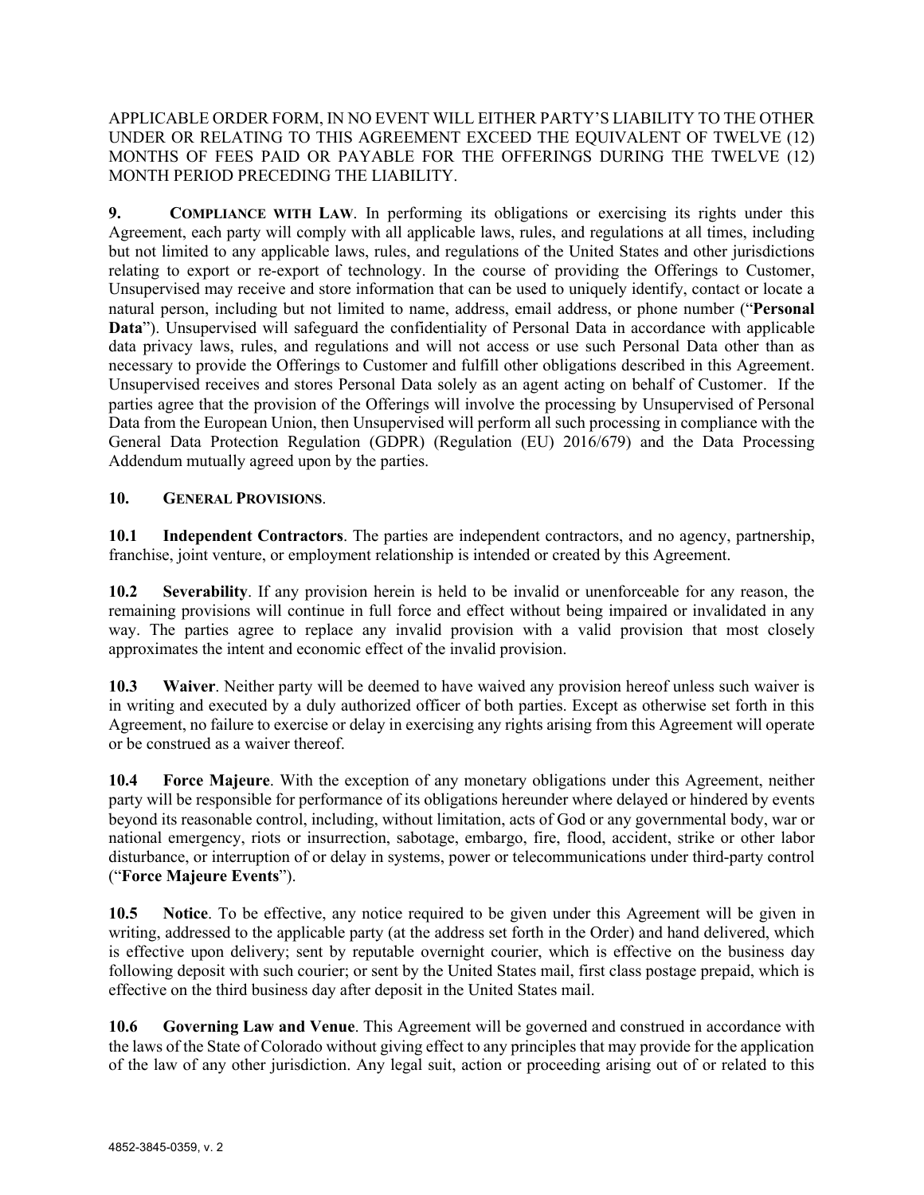APPLICABLE ORDER FORM, IN NO EVENT WILL EITHER PARTY'S LIABILITY TO THE OTHER UNDER OR RELATING TO THIS AGREEMENT EXCEED THE EQUIVALENT OF TWELVE (12) MONTHS OF FEES PAID OR PAYABLE FOR THE OFFERINGS DURING THE TWELVE (12) MONTH PERIOD PRECEDING THE LIABILITY.

**9. COMPLIANCE WITH LAW**. In performing its obligations or exercising its rights under this Agreement, each party will comply with all applicable laws, rules, and regulations at all times, including but not limited to any applicable laws, rules, and regulations of the United States and other jurisdictions relating to export or re-export of technology. In the course of providing the Offerings to Customer, Unsupervised may receive and store information that can be used to uniquely identify, contact or locate a natural person, including but not limited to name, address, email address, or phone number ("**Personal Data**"). Unsupervised will safeguard the confidentiality of Personal Data in accordance with applicable data privacy laws, rules, and regulations and will not access or use such Personal Data other than as necessary to provide the Offerings to Customer and fulfill other obligations described in this Agreement. Unsupervised receives and stores Personal Data solely as an agent acting on behalf of Customer. If the parties agree that the provision of the Offerings will involve the processing by Unsupervised of Personal Data from the European Union, then Unsupervised will perform all such processing in compliance with the General Data Protection Regulation (GDPR) (Regulation (EU) 2016/679) and the Data Processing Addendum mutually agreed upon by the parties.

**10. GENERAL PROVISIONS**.

**10.1 Independent Contractors**. The parties are independent contractors, and no agency, partnership, franchise, joint venture, or employment relationship is intended or created by this Agreement.

**10.2 Severability**. If any provision herein is held to be invalid or unenforceable for any reason, the remaining provisions will continue in full force and effect without being impaired or invalidated in any way. The parties agree to replace any invalid provision with a valid provision that most closely approximates the intent and economic effect of the invalid provision.

**10.3 Waiver**. Neither party will be deemed to have waived any provision hereof unless such waiver is in writing and executed by a duly authorized officer of both parties. Except as otherwise set forth in this Agreement, no failure to exercise or delay in exercising any rights arising from this Agreement will operate or be construed as a waiver thereof.

**10.4 Force Majeure**. With the exception of any monetary obligations under this Agreement, neither party will be responsible for performance of its obligations hereunder where delayed or hindered by events beyond its reasonable control, including, without limitation, acts of God or any governmental body, war or national emergency, riots or insurrection, sabotage, embargo, fire, flood, accident, strike or other labor disturbance, or interruption of or delay in systems, power or telecommunications under third-party control ("**Force Majeure Events**").

**10.5 Notice**. To be effective, any notice required to be given under this Agreement will be given in writing, addressed to the applicable party (at the address set forth in the Order) and hand delivered, which is effective upon delivery; sent by reputable overnight courier, which is effective on the business day following deposit with such courier; or sent by the United States mail, first class postage prepaid, which is effective on the third business day after deposit in the United States mail.

**10.6 Governing Law and Venue**. This Agreement will be governed and construed in accordance with the laws of the State of Colorado without giving effect to any principles that may provide for the application of the law of any other jurisdiction. Any legal suit, action or proceeding arising out of or related to this

4852-3845-0359, v. 2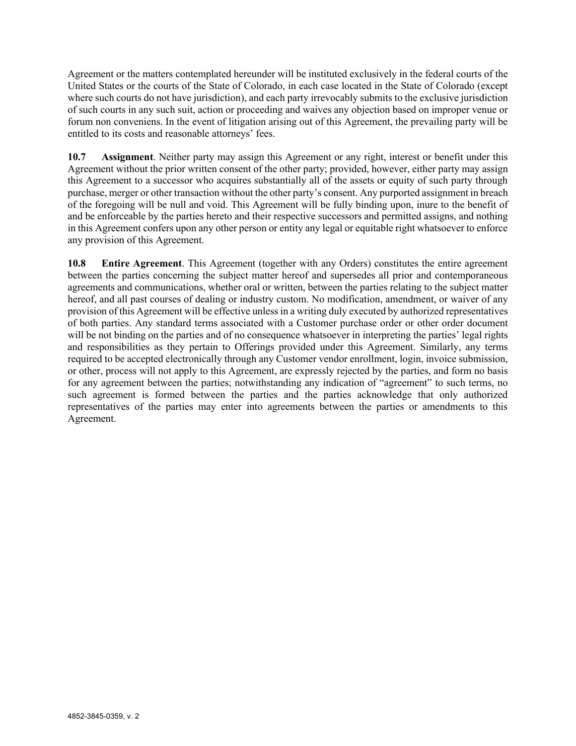Agreement or the matters contemplated hereunder will be instituted exclusively in the federal courts of the United States or the courts of the State of Colorado, in each case located in the State of Colorado (except where such courts do not have jurisdiction), and each party irrevocably submits to the exclusive jurisdiction of such courts in any such suit, action or proceeding and waives any objection based on improper venue or forum non conveniens. In the event of litigation arising out of this Agreement, the prevailing party will be entitled to its costs and reasonable attorneys' fees.

**10.7 Assignment**. Neither party may assign this Agreement or any right, interest or benefit under this Agreement without the prior written consent of the other party; provided, however, either party may assign this Agreement to a successor who acquires substantially all of the assets or equity of such party through purchase, merger or other transaction without the other party's consent. Any purported assignment in breach of the foregoing will be null and void. This Agreement will be fully binding upon, inure to the benefit of and be enforceable by the parties hereto and their respective successors and permitted assigns, and nothing in this Agreement confers upon any other person or entity any legal or equitable right whatsoever to enforce any provision of this Agreement.

**10.8 Entire Agreement**. This Agreement (together with any Orders) constitutes the entire agreement between the parties concerning the subject matter hereof and supersedes all prior and contemporaneous agreements and communications, whether oral or written, between the parties relating to the subject matter hereof, and all past courses of dealing or industry custom. No modification, amendment, or waiver of any provision of this Agreement will be effective unless in a writing duly executed by authorized representatives of both parties. Any standard terms associated with a Customer purchase order or other order document will be not binding on the parties and of no consequence whatsoever in interpreting the parties' legal rights and responsibilities as they pertain to Offerings provided under this Agreement. Similarly, any terms required to be accepted electronically through any Customer vendor enrollment, login, invoice submission, or other, process will not apply to this Agreement, are expressly rejected by the parties, and form no basis for any agreement between the parties; notwithstanding any indication of "agreement" to such terms, no such agreement is formed between the parties and the parties acknowledge that only authorized representatives of the parties may enter into agreements between the parties or amendments to this Agreement.

4852-3845-0359, v. 2